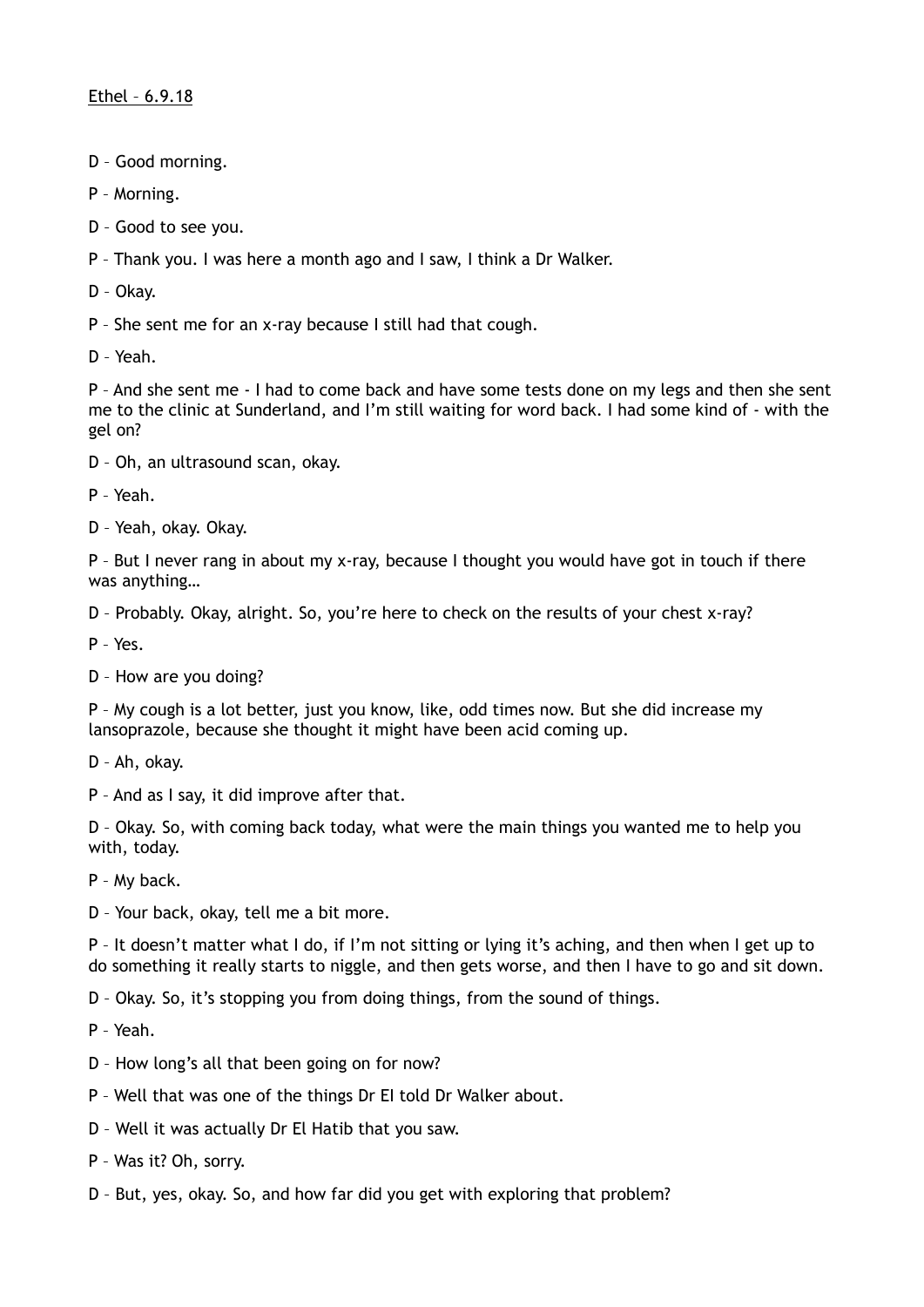Ethel – 6.9.18

D – Good morning.

P – Morning.

D – Good to see you.

P – Thank you. I was here a month ago and I saw, I think a Dr Walker.

D – Okay.

P – She sent me for an x-ray because I still had that cough.

D – Yeah.

P – And she sent me - I had to come back and have some tests done on my legs and then she sent me to the clinic at Sunderland, and I'm still waiting for word back. I had some kind of - with the gel on?

D – Oh, an ultrasound scan, okay.

P – Yeah.

D – Yeah, okay. Okay.

P – But I never rang in about my x-ray, because I thought you would have got in touch if there was anything…

D – Probably. Okay, alright. So, you're here to check on the results of your chest x-ray?

P – Yes.

D – How are you doing?

P – My cough is a lot better, just you know, like, odd times now. But she did increase my lansoprazole, because she thought it might have been acid coming up.

D – Ah, okay.

P – And as I say, it did improve after that.

D – Okay. So, with coming back today, what were the main things you wanted me to help you with, today.

P – My back.

D – Your back, okay, tell me a bit more.

P – It doesn't matter what I do, if I'm not sitting or lying it's aching, and then when I get up to do something it really starts to niggle, and then gets worse, and then I have to go and sit down.

D – Okay. So, it's stopping you from doing things, from the sound of things.

P – Yeah.

D – How long's all that been going on for now?

P – Well that was one of the things Dr El told Dr Walker about.

D – Well it was actually Dr El Hatib that you saw.

P – Was it? Oh, sorry.

D – But, yes, okay. So, and how far did you get with exploring that problem?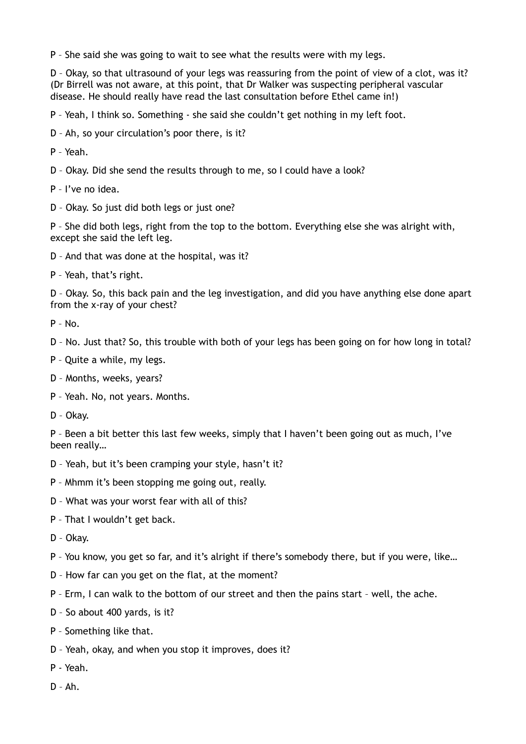P – She said she was going to wait to see what the results were with my legs.

D – Okay, so that ultrasound of your legs was reassuring from the point of view of a clot, was it? (Dr Birrell was not aware, at this point, that Dr Walker was suspecting peripheral vascular disease. He should really have read the last consultation before Ethel came in!)

P – Yeah, I think so. Something - she said she couldn't get nothing in my left foot.

D – Ah, so your circulation's poor there, is it?

P – Yeah.

D – Okay. Did she send the results through to me, so I could have a look?

P – I've no idea.

D – Okay. So just did both legs or just one?

P – She did both legs, right from the top to the bottom. Everything else she was alright with, except she said the left leg.

D – And that was done at the hospital, was it?

P – Yeah, that's right.

D – Okay. So, this back pain and the leg investigation, and did you have anything else done apart from the x-ray of your chest?

P – No.

D – No. Just that? So, this trouble with both of your legs has been going on for how long in total?

P – Quite a while, my legs.

D – Months, weeks, years?

P – Yeah. No, not years. Months.

D – Okay.

P – Been a bit better this last few weeks, simply that I haven't been going out as much, I've been really…

D – Yeah, but it's been cramping your style, hasn't it?

P – Mhmm it's been stopping me going out, really.

D – What was your worst fear with all of this?

P – That I wouldn't get back.

D – Okay.

P – You know, you get so far, and it's alright if there's somebody there, but if you were, like…

D – How far can you get on the flat, at the moment?

P – Erm, I can walk to the bottom of our street and then the pains start – well, the ache.

D – So about 400 yards, is it?

P – Something like that.

D – Yeah, okay, and when you stop it improves, does it?

P - Yeah.

D – Ah.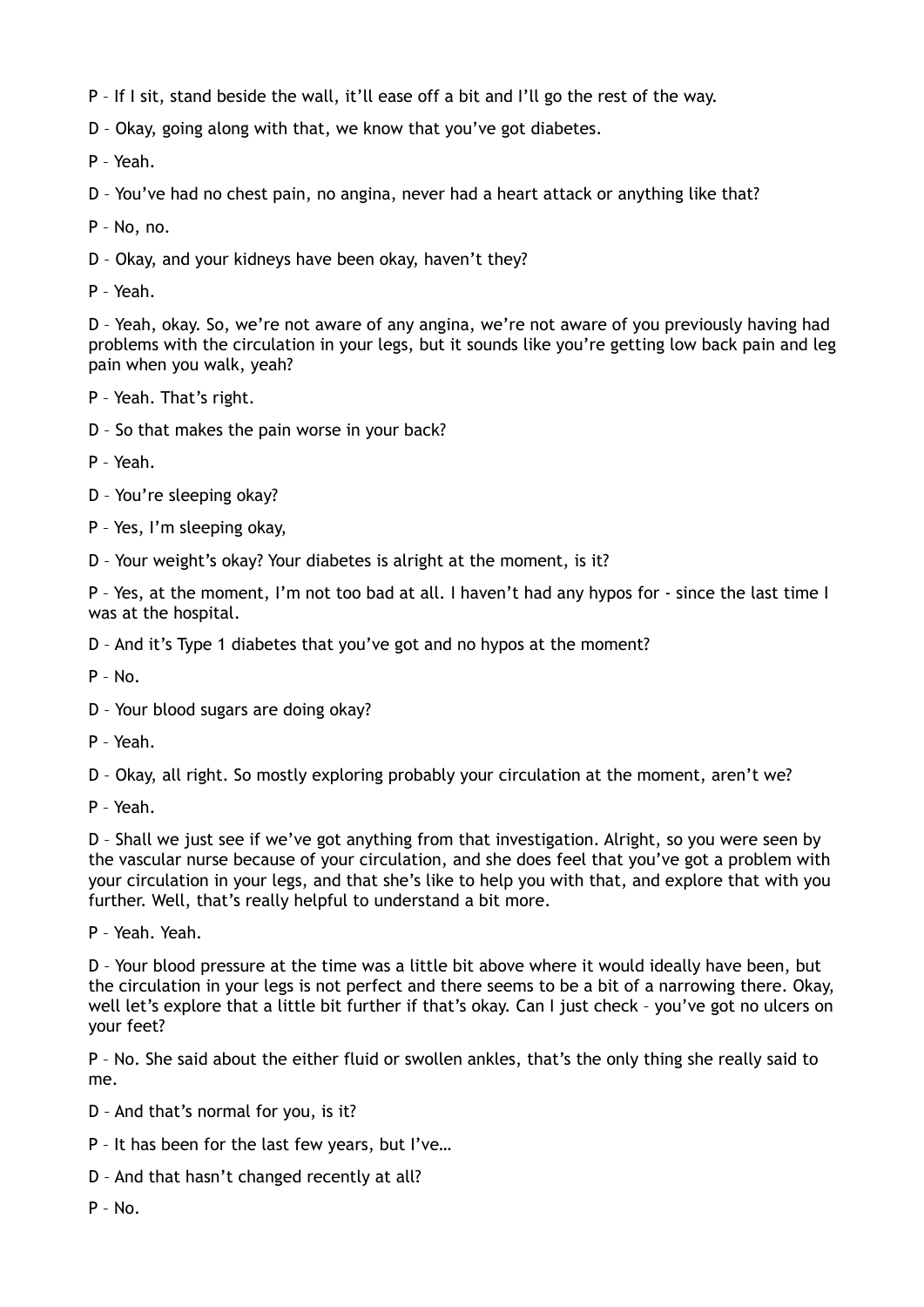P – If I sit, stand beside the wall, it'll ease off a bit and I'll go the rest of the way.

D – Okay, going along with that, we know that you've got diabetes.

P – Yeah.

D – You've had no chest pain, no angina, never had a heart attack or anything like that?

P – No, no.

D – Okay, and your kidneys have been okay, haven't they?

P – Yeah.

D – Yeah, okay. So, we're not aware of any angina, we're not aware of you previously having had problems with the circulation in your legs, but it sounds like you're getting low back pain and leg pain when you walk, yeah?

P – Yeah. That's right.

D – So that makes the pain worse in your back?

P – Yeah.

D – You're sleeping okay?

P – Yes, I'm sleeping okay,

D – Your weight's okay? Your diabetes is alright at the moment, is it?

P – Yes, at the moment, I'm not too bad at all. I haven't had any hypos for - since the last time I was at the hospital.

D – And it's Type 1 diabetes that you've got and no hypos at the moment?

P – No.

D – Your blood sugars are doing okay?

P – Yeah.

D – Okay, all right. So mostly exploring probably your circulation at the moment, aren't we?

P – Yeah.

D – Shall we just see if we've got anything from that investigation. Alright, so you were seen by the vascular nurse because of your circulation, and she does feel that you've got a problem with your circulation in your legs, and that she's like to help you with that, and explore that with you further. Well, that's really helpful to understand a bit more.

P – Yeah. Yeah.

D – Your blood pressure at the time was a little bit above where it would ideally have been, but the circulation in your legs is not perfect and there seems to be a bit of a narrowing there. Okay, well let's explore that a little bit further if that's okay. Can I just check – you've got no ulcers on your feet?

P – No. She said about the either fluid or swollen ankles, that's the only thing she really said to me.

D – And that's normal for you, is it?

P – It has been for the last few years, but I've…

D – And that hasn't changed recently at all?

P – No.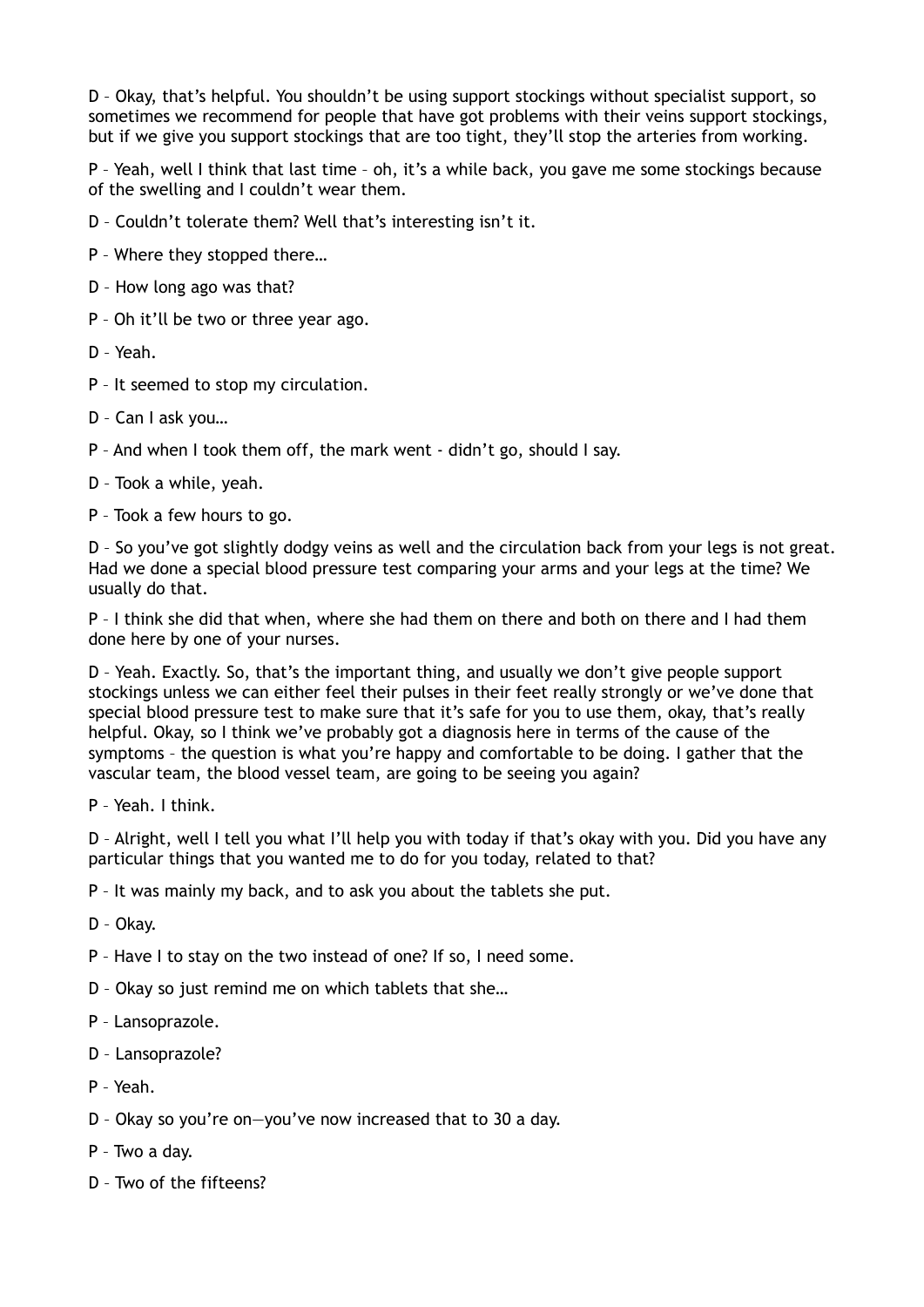D – Okay, that's helpful. You shouldn't be using support stockings without specialist support, so sometimes we recommend for people that have got problems with their veins support stockings, but if we give you support stockings that are too tight, they'll stop the arteries from working.

P – Yeah, well I think that last time – oh, it's a while back, you gave me some stockings because of the swelling and I couldn't wear them.

D – Couldn't tolerate them? Well that's interesting isn't it.

P – Where they stopped there…

D – How long ago was that?

P – Oh it'll be two or three year ago.

D – Yeah.

P – It seemed to stop my circulation.

D – Can I ask you…

P – And when I took them off, the mark went - didn't go, should I say.

D – Took a while, yeah.

P – Took a few hours to go.

D – So you've got slightly dodgy veins as well and the circulation back from your legs is not great. Had we done a special blood pressure test comparing your arms and your legs at the time? We usually do that.

P – I think she did that when, where she had them on there and both on there and I had them done here by one of your nurses.

D – Yeah. Exactly. So, that's the important thing, and usually we don't give people support stockings unless we can either feel their pulses in their feet really strongly or we've done that special blood pressure test to make sure that it's safe for you to use them, okay, that's really helpful. Okay, so I think we've probably got a diagnosis here in terms of the cause of the symptoms – the question is what you're happy and comfortable to be doing. I gather that the vascular team, the blood vessel team, are going to be seeing you again?

P – Yeah. I think.

D – Alright, well I tell you what I'll help you with today if that's okay with you. Did you have any particular things that you wanted me to do for you today, related to that?

P – It was mainly my back, and to ask you about the tablets she put.

D – Okay.

P – Have I to stay on the two instead of one? If so, I need some.

D – Okay so just remind me on which tablets that she…

P – Lansoprazole.

D – Lansoprazole?

P – Yeah.

D – Okay so you're on—you've now increased that to 30 a day.

P – Two a day.

D – Two of the fifteens?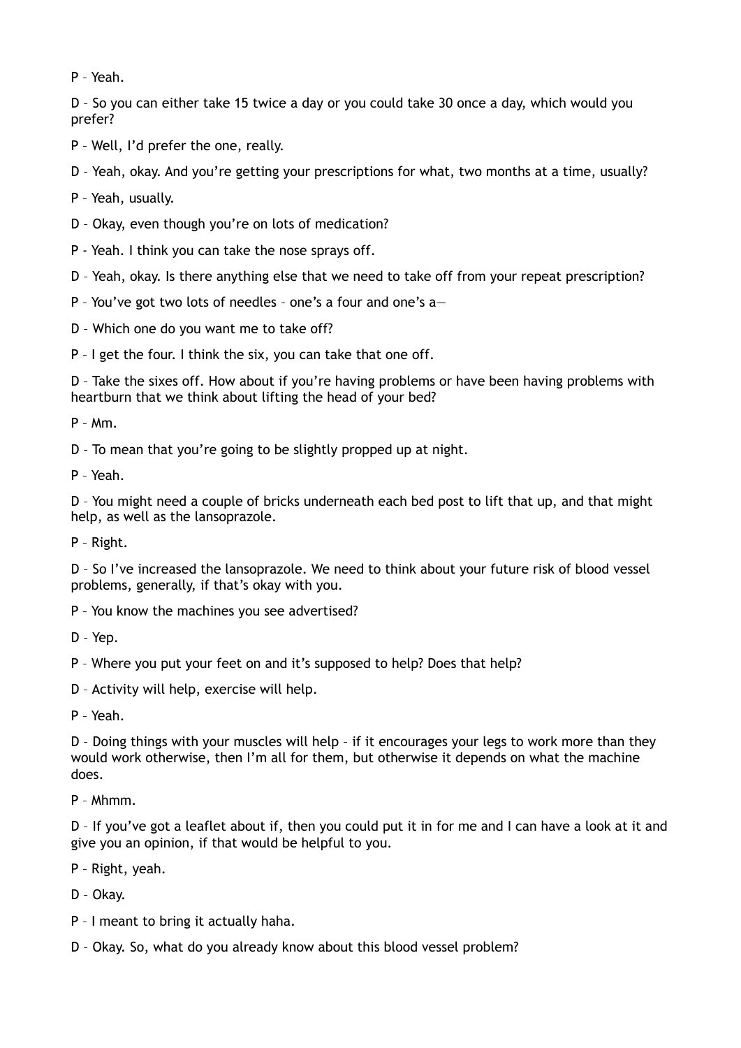P – Yeah.

D – So you can either take 15 twice a day or you could take 30 once a day, which would you prefer?

P – Well, I'd prefer the one, really.

D – Yeah, okay. And you're getting your prescriptions for what, two months at a time, usually?

P – Yeah, usually.

D – Okay, even though you're on lots of medication?

P - Yeah. I think you can take the nose sprays off.

D – Yeah, okay. Is there anything else that we need to take off from your repeat prescription?

P – You've got two lots of needles – one's a four and one's a—

D – Which one do you want me to take off?

P – I get the four. I think the six, you can take that one off.

D – Take the sixes off. How about if you're having problems or have been having problems with heartburn that we think about lifting the head of your bed?

P – Mm.

D – To mean that you're going to be slightly propped up at night.

P – Yeah.

D – You might need a couple of bricks underneath each bed post to lift that up, and that might help, as well as the lansoprazole.

P – Right.

D – So I've increased the lansoprazole. We need to think about your future risk of blood vessel problems, generally, if that's okay with you.

P – You know the machines you see advertised?

D – Yep.

P – Where you put your feet on and it's supposed to help? Does that help?

D – Activity will help, exercise will help.

P – Yeah.

D – Doing things with your muscles will help – if it encourages your legs to work more than they would work otherwise, then I'm all for them, but otherwise it depends on what the machine does.

P – Mhmm.

D – If you've got a leaflet about if, then you could put it in for me and I can have a look at it and give you an opinion, if that would be helpful to you.

P – Right, yeah.

D – Okay.

P – I meant to bring it actually haha.

D – Okay. So, what do you already know about this blood vessel problem?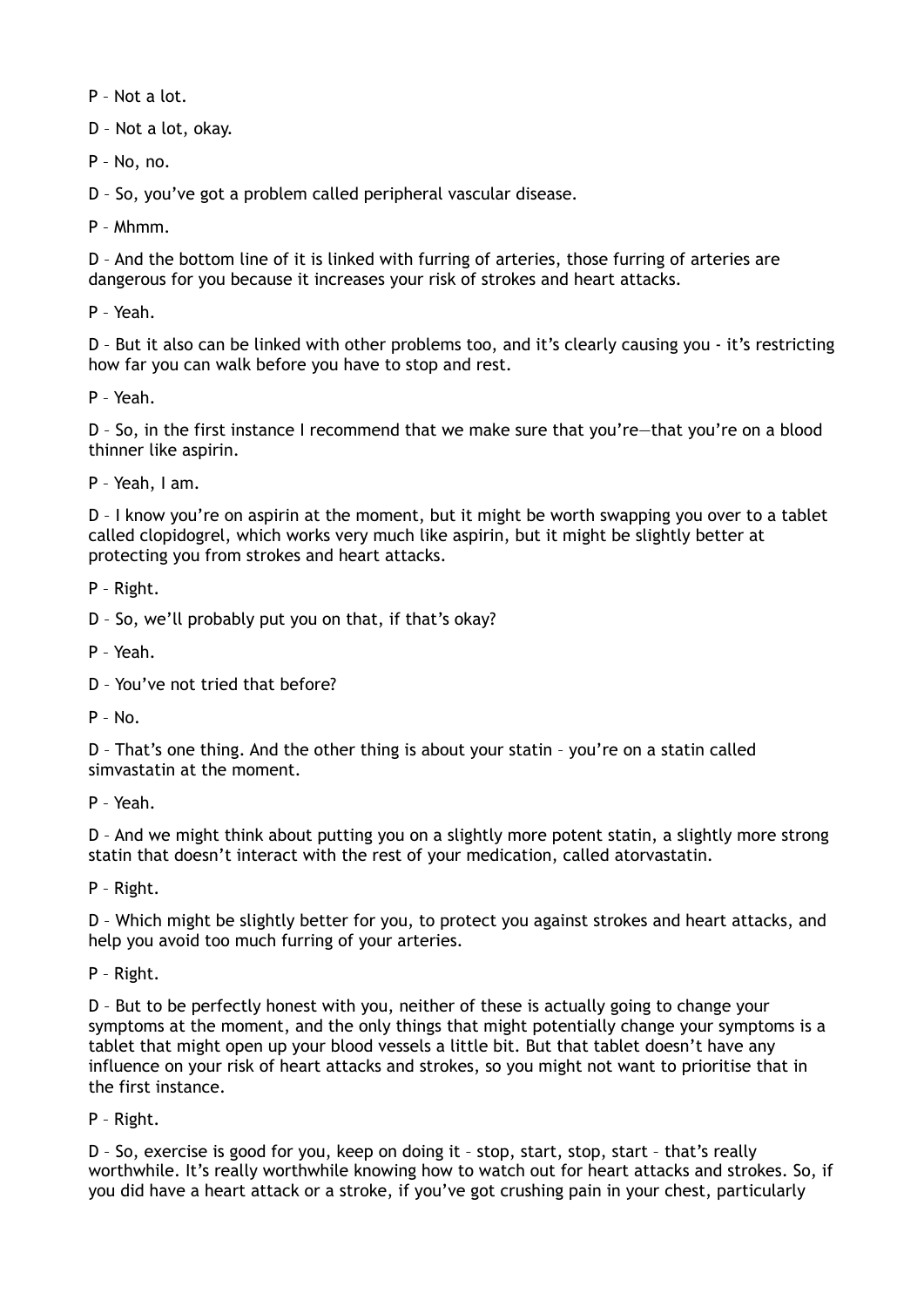P – Not a lot.

D – Not a lot, okay.

P – No, no.

D – So, you've got a problem called peripheral vascular disease.

P – Mhmm.

D – And the bottom line of it is linked with furring of arteries, those furring of arteries are dangerous for you because it increases your risk of strokes and heart attacks.

P – Yeah.

D – But it also can be linked with other problems too, and it's clearly causing you - it's restricting how far you can walk before you have to stop and rest.

P – Yeah.

D – So, in the first instance I recommend that we make sure that you're—that you're on a blood thinner like aspirin.

P – Yeah, I am.

D – I know you're on aspirin at the moment, but it might be worth swapping you over to a tablet called clopidogrel, which works very much like aspirin, but it might be slightly better at protecting you from strokes and heart attacks.

P – Right.

D – So, we'll probably put you on that, if that's okay?

P – Yeah.

D – You've not tried that before?

P – No.

D – That's one thing. And the other thing is about your statin – you're on a statin called simvastatin at the moment.

P – Yeah.

D – And we might think about putting you on a slightly more potent statin, a slightly more strong statin that doesn't interact with the rest of your medication, called atorvastatin.

P – Right.

D – Which might be slightly better for you, to protect you against strokes and heart attacks, and help you avoid too much furring of your arteries.

P – Right.

D – But to be perfectly honest with you, neither of these is actually going to change your symptoms at the moment, and the only things that might potentially change your symptoms is a tablet that might open up your blood vessels a little bit. But that tablet doesn't have any influence on your risk of heart attacks and strokes, so you might not want to prioritise that in the first instance.

P – Right.

D – So, exercise is good for you, keep on doing it – stop, start, stop, start – that's really worthwhile. It's really worthwhile knowing how to watch out for heart attacks and strokes. So, if you did have a heart attack or a stroke, if you've got crushing pain in your chest, particularly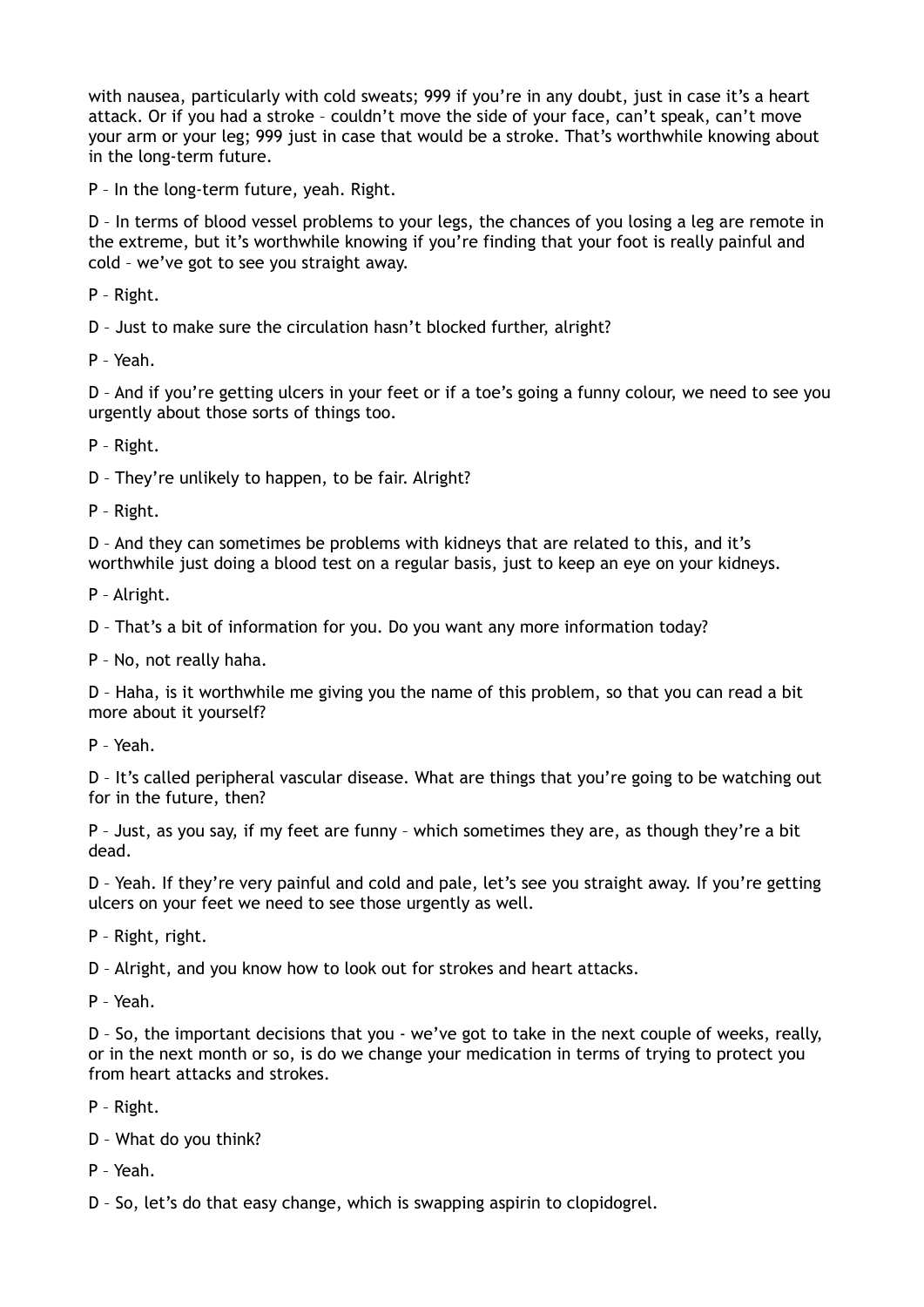with nausea, particularly with cold sweats; 999 if you're in any doubt, just in case it's a heart attack. Or if you had a stroke – couldn't move the side of your face, can't speak, can't move your arm or your leg; 999 just in case that would be a stroke. That's worthwhile knowing about in the long-term future.

P – In the long-term future, yeah. Right.

D – In terms of blood vessel problems to your legs, the chances of you losing a leg are remote in the extreme, but it's worthwhile knowing if you're finding that your foot is really painful and cold – we've got to see you straight away.

P – Right.

D – Just to make sure the circulation hasn't blocked further, alright?

P – Yeah.

D – And if you're getting ulcers in your feet or if a toe's going a funny colour, we need to see you urgently about those sorts of things too.

P – Right.

D – They're unlikely to happen, to be fair. Alright?

P – Right.

D – And they can sometimes be problems with kidneys that are related to this, and it's worthwhile just doing a blood test on a regular basis, just to keep an eye on your kidneys.

P – Alright.

D – That's a bit of information for you. Do you want any more information today?

P – No, not really haha.

D – Haha, is it worthwhile me giving you the name of this problem, so that you can read a bit more about it yourself?

P – Yeah.

D – It's called peripheral vascular disease. What are things that you're going to be watching out for in the future, then?

P – Just, as you say, if my feet are funny – which sometimes they are, as though they're a bit dead.

D – Yeah. If they're very painful and cold and pale, let's see you straight away. If you're getting ulcers on your feet we need to see those urgently as well.

P – Right, right.

D – Alright, and you know how to look out for strokes and heart attacks.

P – Yeah.

D – So, the important decisions that you - we've got to take in the next couple of weeks, really, or in the next month or so, is do we change your medication in terms of trying to protect you from heart attacks and strokes.

P – Right.

D – What do you think?

P – Yeah.

D – So, let's do that easy change, which is swapping aspirin to clopidogrel.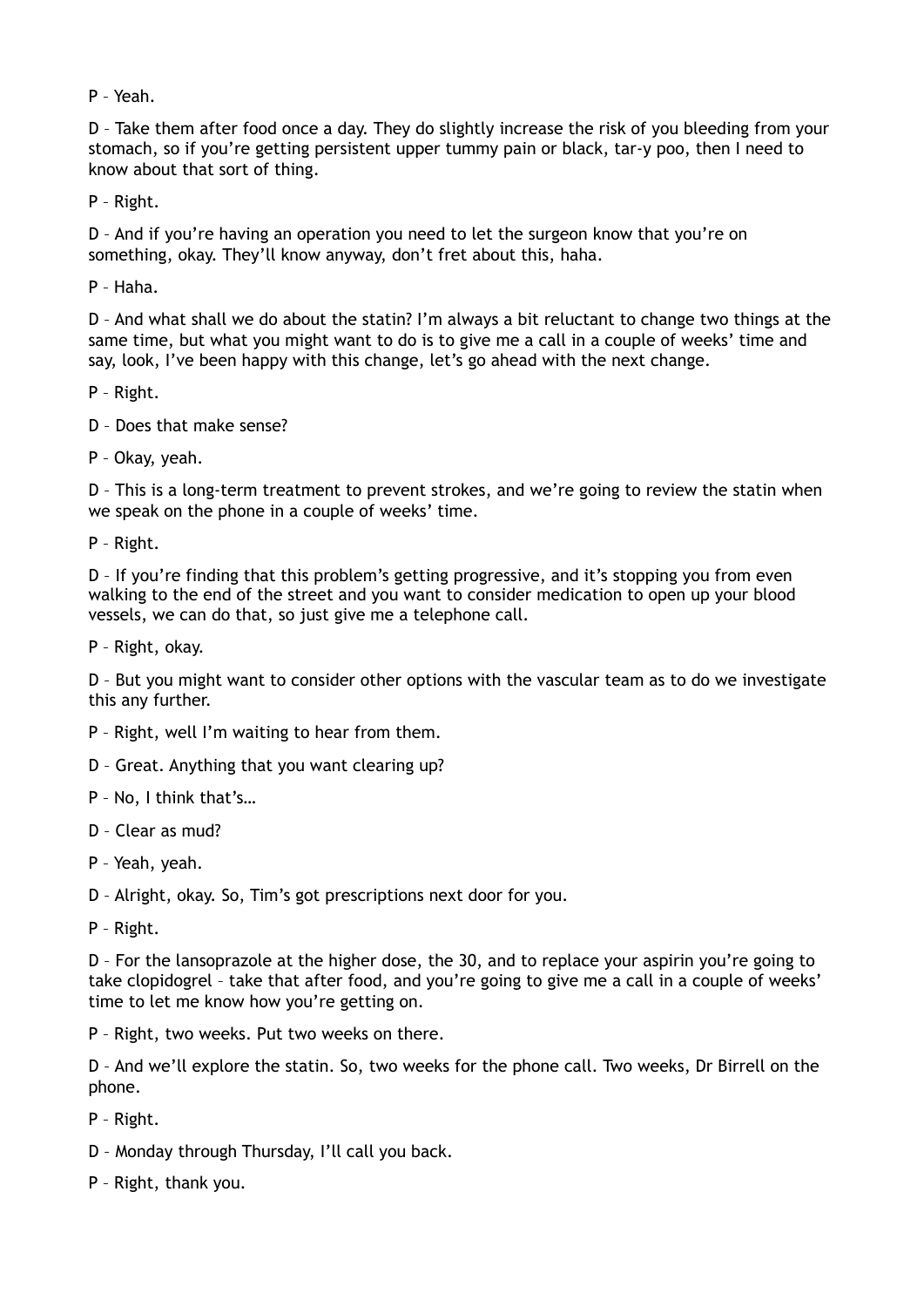P – Yeah.

D – Take them after food once a day. They do slightly increase the risk of you bleeding from your stomach, so if you're getting persistent upper tummy pain or black, tar-y poo, then I need to know about that sort of thing.

P – Right.

D – And if you're having an operation you need to let the surgeon know that you're on something, okay. They'll know anyway, don't fret about this, haha.

P – Haha.

D – And what shall we do about the statin? I'm always a bit reluctant to change two things at the same time, but what you might want to do is to give me a call in a couple of weeks' time and say, look, I've been happy with this change, let's go ahead with the next change.

P – Right.

D – Does that make sense?

P – Okay, yeah.

D – This is a long-term treatment to prevent strokes, and we're going to review the statin when we speak on the phone in a couple of weeks' time.

P – Right.

D – If you're finding that this problem's getting progressive, and it's stopping you from even walking to the end of the street and you want to consider medication to open up your blood vessels, we can do that, so just give me a telephone call.

P – Right, okay.

D – But you might want to consider other options with the vascular team as to do we investigate this any further.

P – Right, well I'm waiting to hear from them.

D – Great. Anything that you want clearing up?

P – No, I think that's…

D – Clear as mud?

P – Yeah, yeah.

D – Alright, okay. So, Tim's got prescriptions next door for you.

P – Right.

D – For the lansoprazole at the higher dose, the 30, and to replace your aspirin you're going to take clopidogrel – take that after food, and you're going to give me a call in a couple of weeks' time to let me know how you're getting on.

P – Right, two weeks. Put two weeks on there.

D – And we'll explore the statin. So, two weeks for the phone call. Two weeks, Dr Birrell on the phone.

P – Right.

D – Monday through Thursday, I'll call you back.

P – Right, thank you.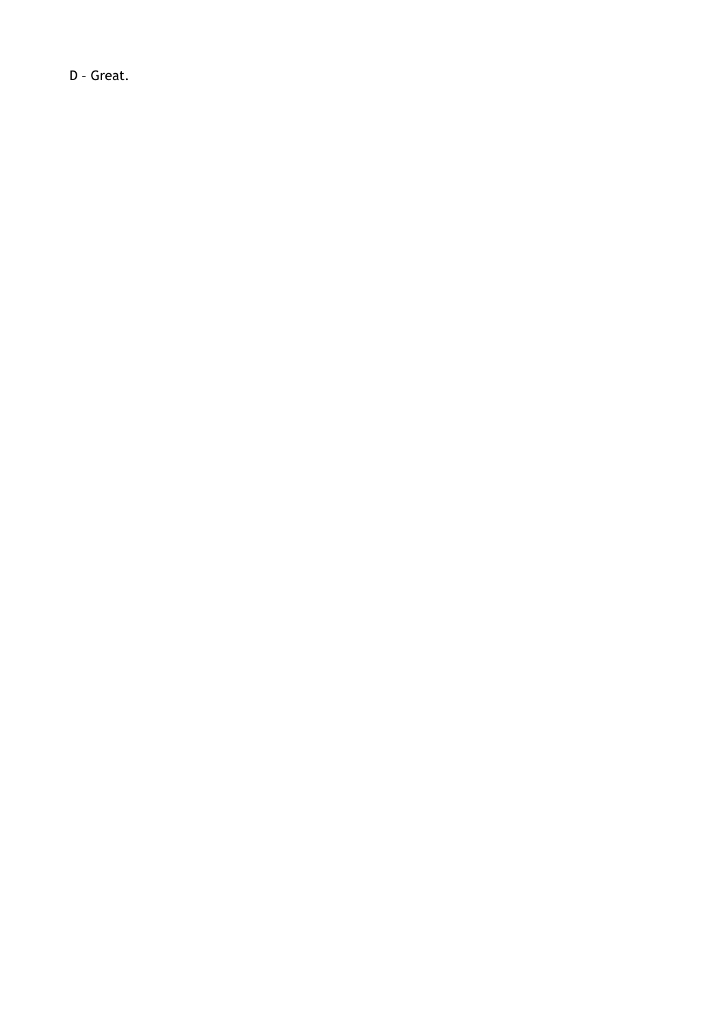D – Great.